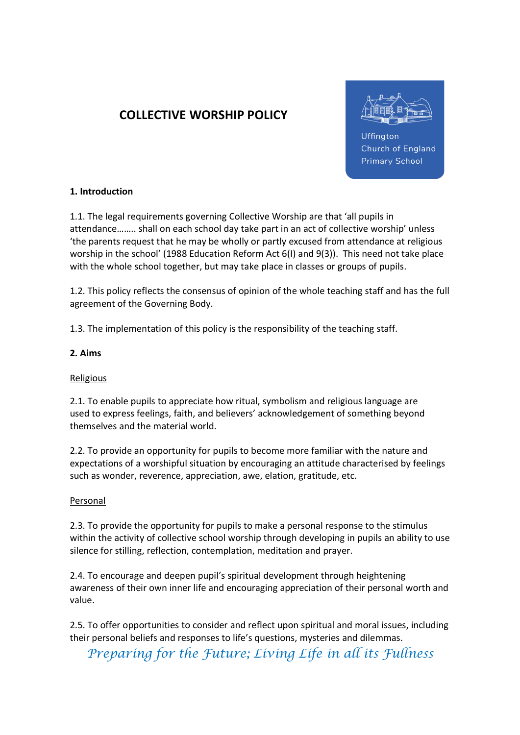# COLLECTIVE WORSHIP POLICY

Uffington Church of England Primary School

## 1. Introduction

1.1. The legal requirements governing Collective Worship are that 'all pupils in attendance…….. shall on each school day take part in an act of collective worship' unless 'the parents request that he may be wholly or partly excused from attendance at religious worship in the school' (1988 Education Reform Act 6(I) and 9(3)). This need not take place with the whole school together, but may take place in classes or groups of pupils.

1.2. This policy reflects the consensus of opinion of the whole teaching staff and has the full agreement of the Governing Body.

1.3. The implementation of this policy is the responsibility of the teaching staff.

## 2. Aims

<u>Religious</u>

2.1. To enable pupils to appreciate how ritual, symbolism and religious language are used to express feelings, faith, and believers' acknowledgement of something beyond themselves and the material world.

2.2. To provide an opportunity for pupils to become more familiar with the nature and expectations of a worshipful situation by encouraging an attitude characterised by feelings such as wonder, reverence, appreciation, awe, elation, gratitude, etc.

<u>Personal</u>

2.3. To provide the opportunity for pupils to make a personal response to the stimulus within the activity of collective school worship through developing in pupils an ability to use silence for stilling, reflection, contemplation, meditation and prayer.

2.4. To encourage and deepen pupil's spiritual development through heightening awareness of their own inner life and encouraging appreciation of their personal worth and value.

2.5. To offer opportunities to consider and reflect upon spiritual and moral issues, including their personal beliefs and responses to life's questions, mysteries and dilemmas.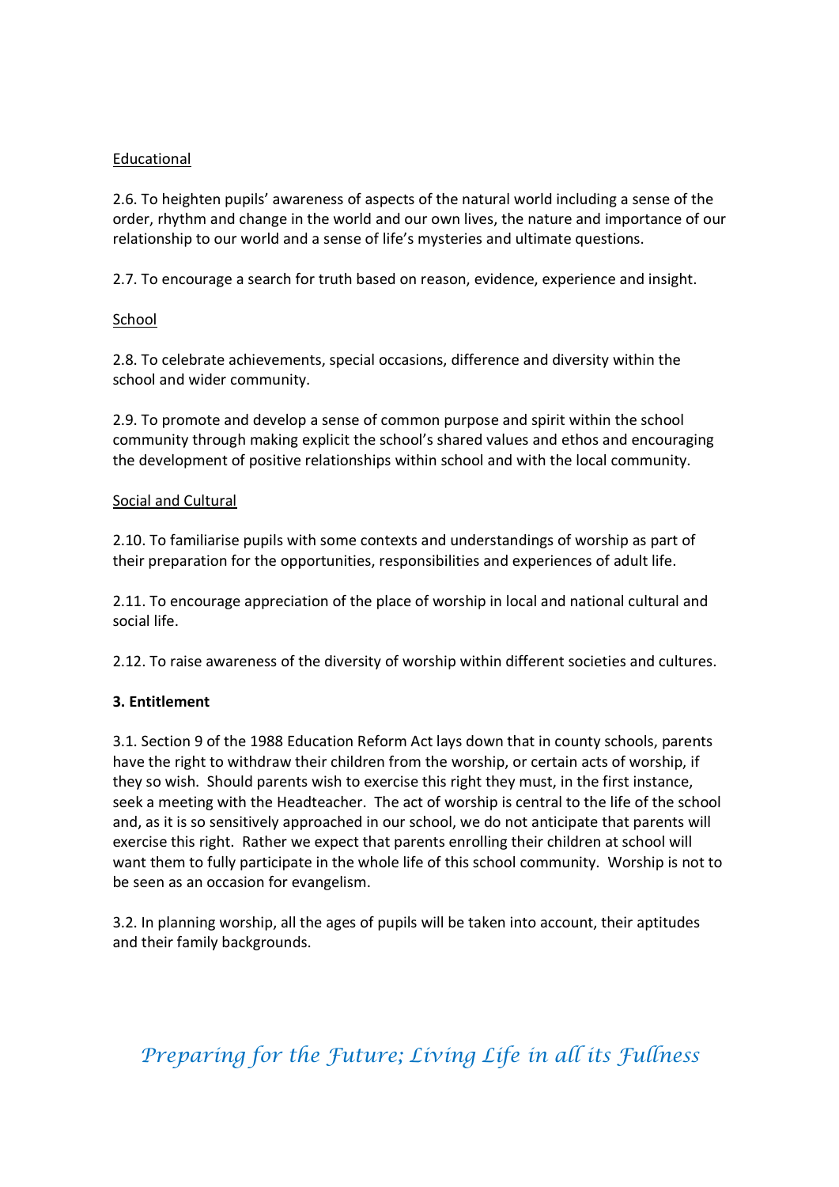<u>Educational</u>

2.6. To heighten pupils' awareness of aspects of the natural world including a sense of the order, rhythm and change in the world and our own lives, the nature and importance of our relationship to our world and a sense of life's mysteries and ultimate questions.

2.7. To encourage a search for truth based on reason, evidence, experience and insight.

<u>School</u>

2.8. To celebrate achievements, special occasions, difference and diversity within the school and wider community.

2.9. To promote and develop a sense of common purpose and spirit within the school community through making explicit the school's shared values and ethos and encouraging the development of positive relationships within school and with the local community.

<u>Social and Cultural</u>

2.10. To familiarise pupils with some contexts and understandings of worship as part of their preparation for the opportunities, responsibilities and experiences of adult life.

2.11. To encourage appreciation of the place of worship in local and national cultural and social life.

2.12. To raise awareness of the diversity of worship within different societies and cultures.

**3. Entitlement**

3.1. Section 9 of the 1988 Education Reform Act lays down that in county schools, parents have the right to withdraw their children from the worship, or certain acts of worship, if they so wish. Should parents wish to exercise this right they must, in the first instance, seek a meeting with the Headteacher. The act of worship is central to the life of the school and, as it is so sensitively approached in our school, we do not anticipate that parents will exercise this right. Rather we expect that parents enrolling their children at school will want them to fully participate in the whole life of this school community. Worship is not to be seen as an occasion for evangelism.

3.2. In planning worship, all the ages of pupils will be taken into account, their aptitudes and their family backgrounds.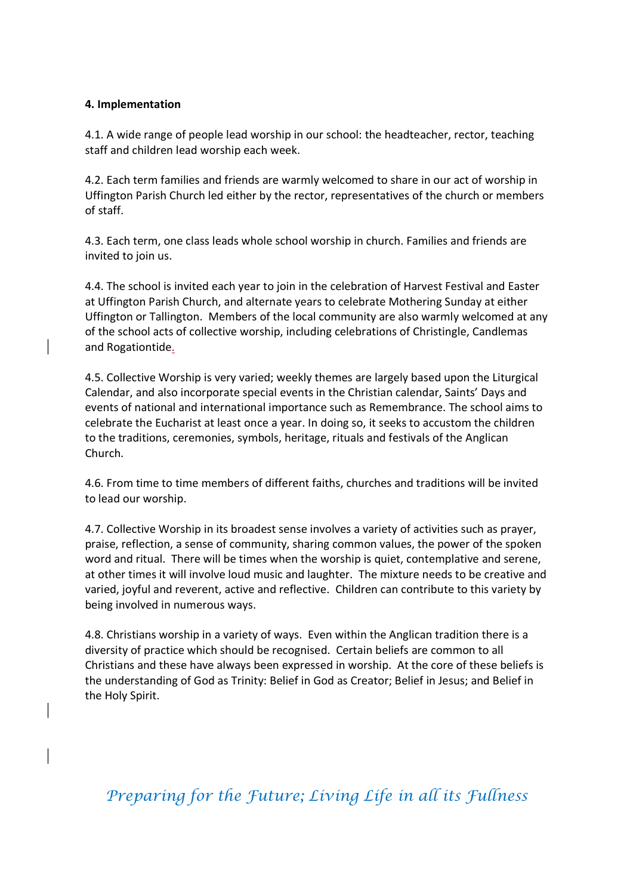**4. Implementation**

4.1. A wide range of people lead worship in our school: the headteacher, rector, teaching staff and children lead worship each week.

4.2. Each term families and friends are warmly welcomed to share in our act of worship in Uffington Parish Church led either by the rector, representatives of the church or members of staff.

4.3. Each term, one class leads whole school worship in church. Families and friends are invited to join us.

4.4. The school is invited each year to join in the celebration of Harvest Festival and Easter at Uffington Parish Church, and alternate years to celebrate Mothering Sunday at either Uffington or Tallington. Members of the local community are also warmly welcomed at any of the school acts of collective worship, including celebrations of Christingle, Candlemas and Rogationtide.

4.5. Collective Worship is very varied; weekly themes are largely based upon the Liturgical Calendar, and also incorporate special events in the Christian calendar, Saints' Days and events of national and international importance such as Remembrance. The school aims to celebrate the Eucharist at least once a year. In doing so, it seeks to accustom the children to the traditions, ceremonies, symbols, heritage, rituals and festivals of the Anglican Church.

4.6. From time to time members of different faiths, churches and traditions will be invited to lead our worship.

4.7. Collective Worship in its broadest sense involves a variety of activities such as prayer, praise, reflection, a sense of community, sharing common values, the power of the spoken word and ritual. There will be times when the worship is quiet, contemplative and serene, at other times it will involve loud music and laughter. The mixture needs to be creative and varied, joyful and reverent, active and reflective. Children can contribute to this variety by being involved in numerous ways.

4.8. Christians worship in a variety of ways. Even within the Anglican tradition there is a diversity of practice which should be recognised. Certain beliefs are common to all Christians and these have always been expressed in worship. At the core of these beliefs is the understanding of God as Trinity: Belief in God as Creator; Belief in Jesus; and Belief in the Holy Spirit.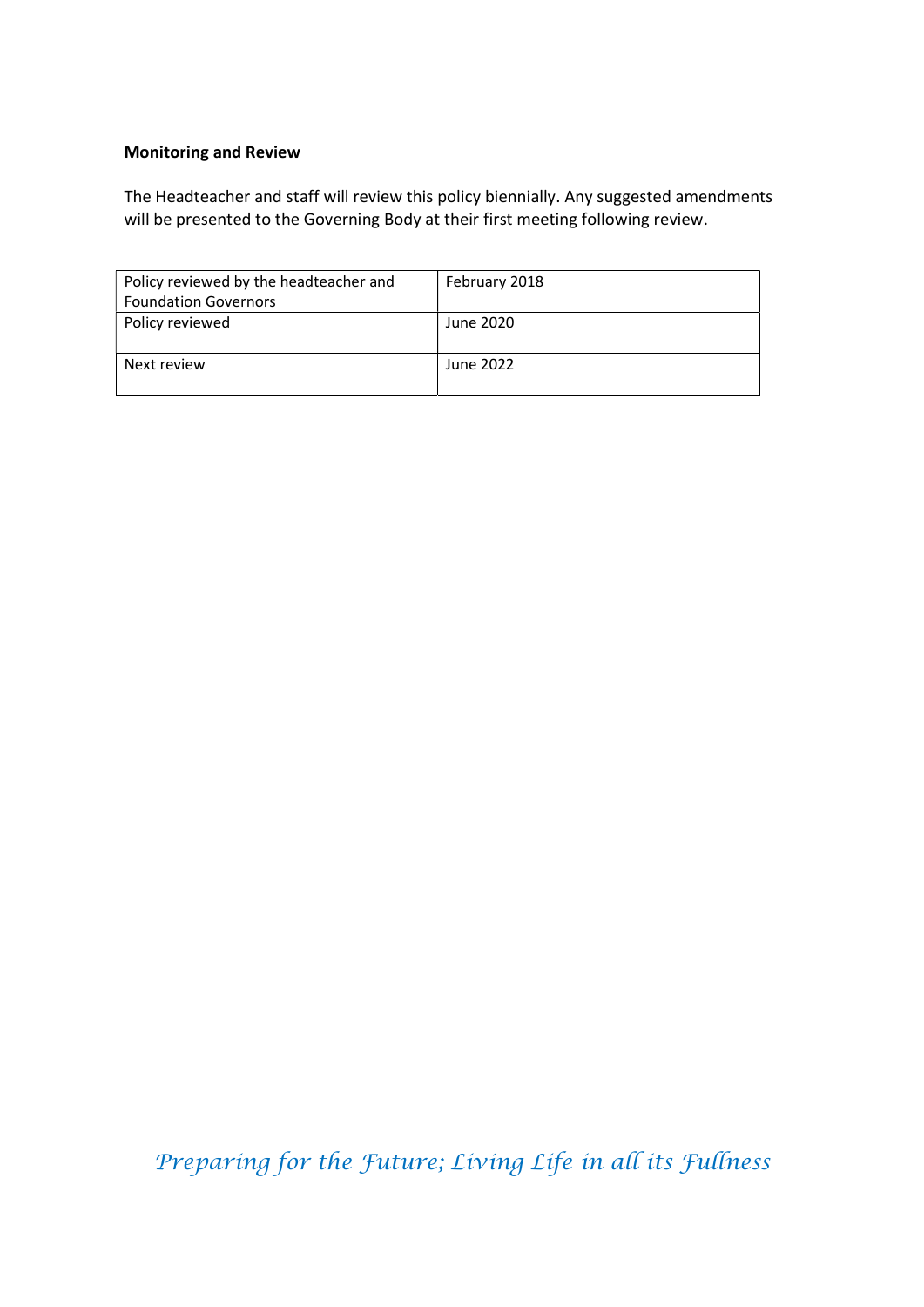**Monitoring and Review**

The Headteacher and staff will review this policy biennially. Any suggested amendments will be presented to the Governing Body at their first meeting following review.

| | |
|---|---|
| Policy reviewed by the headteacher and Foundation Governors | February 2018 |
| Policy reviewed | June 2020 |
| Next review | June 2022 |